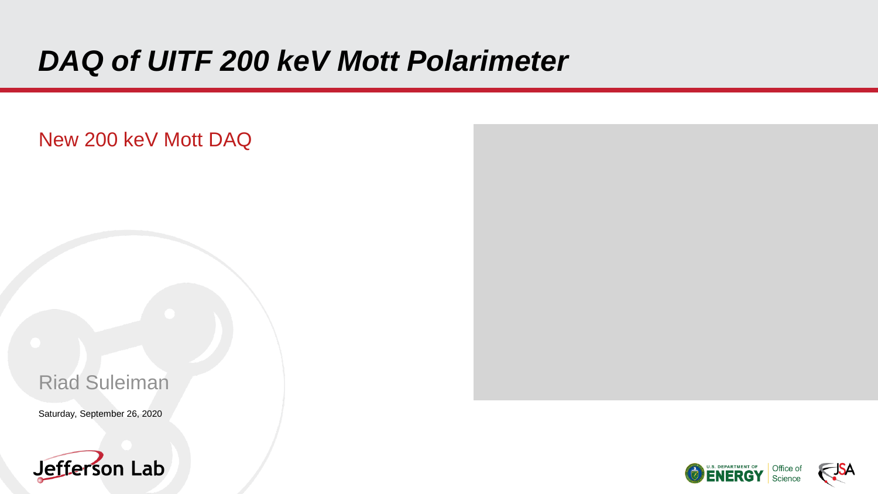# *DAQ of UITF 200 keV Mott Polarimeter*

## New 200 keV Mott DAQ

Riad Suleiman

Saturday, September 26, 2020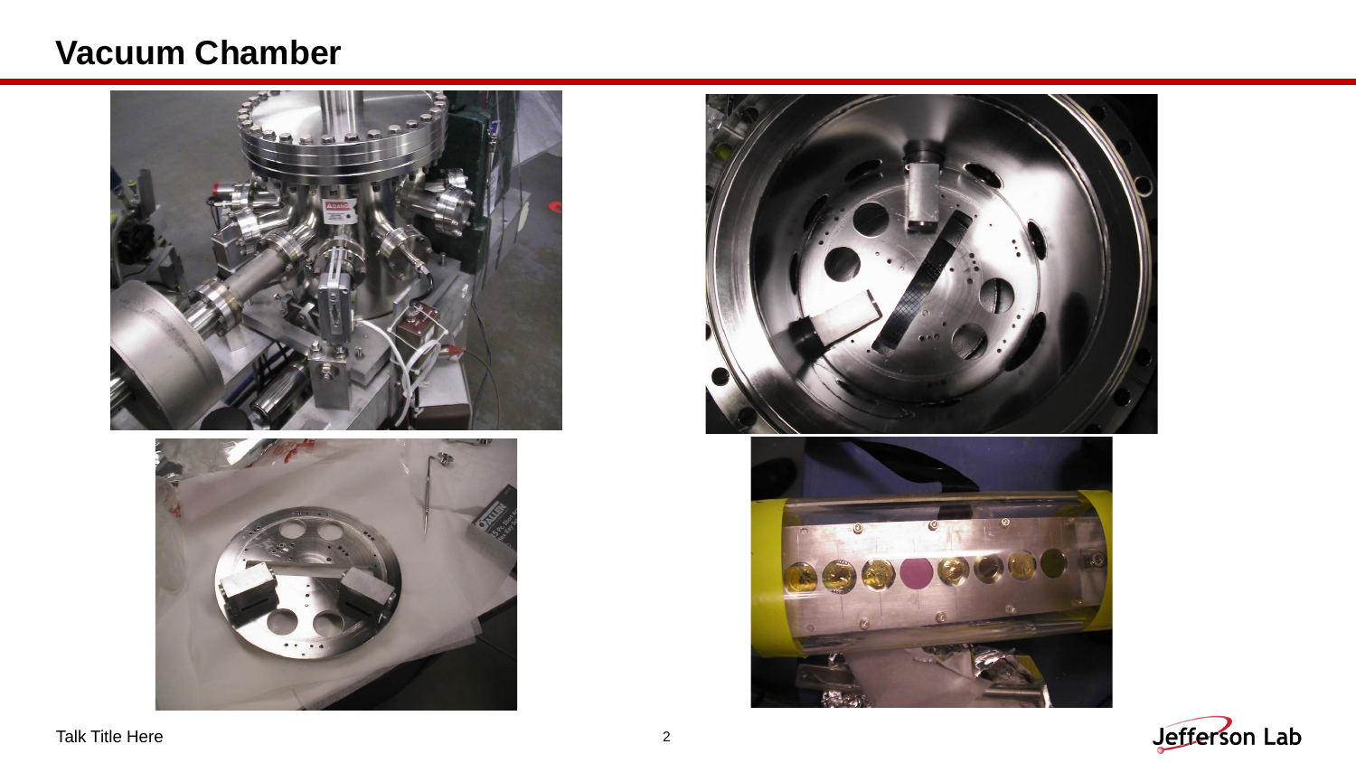# Vacuum Chamber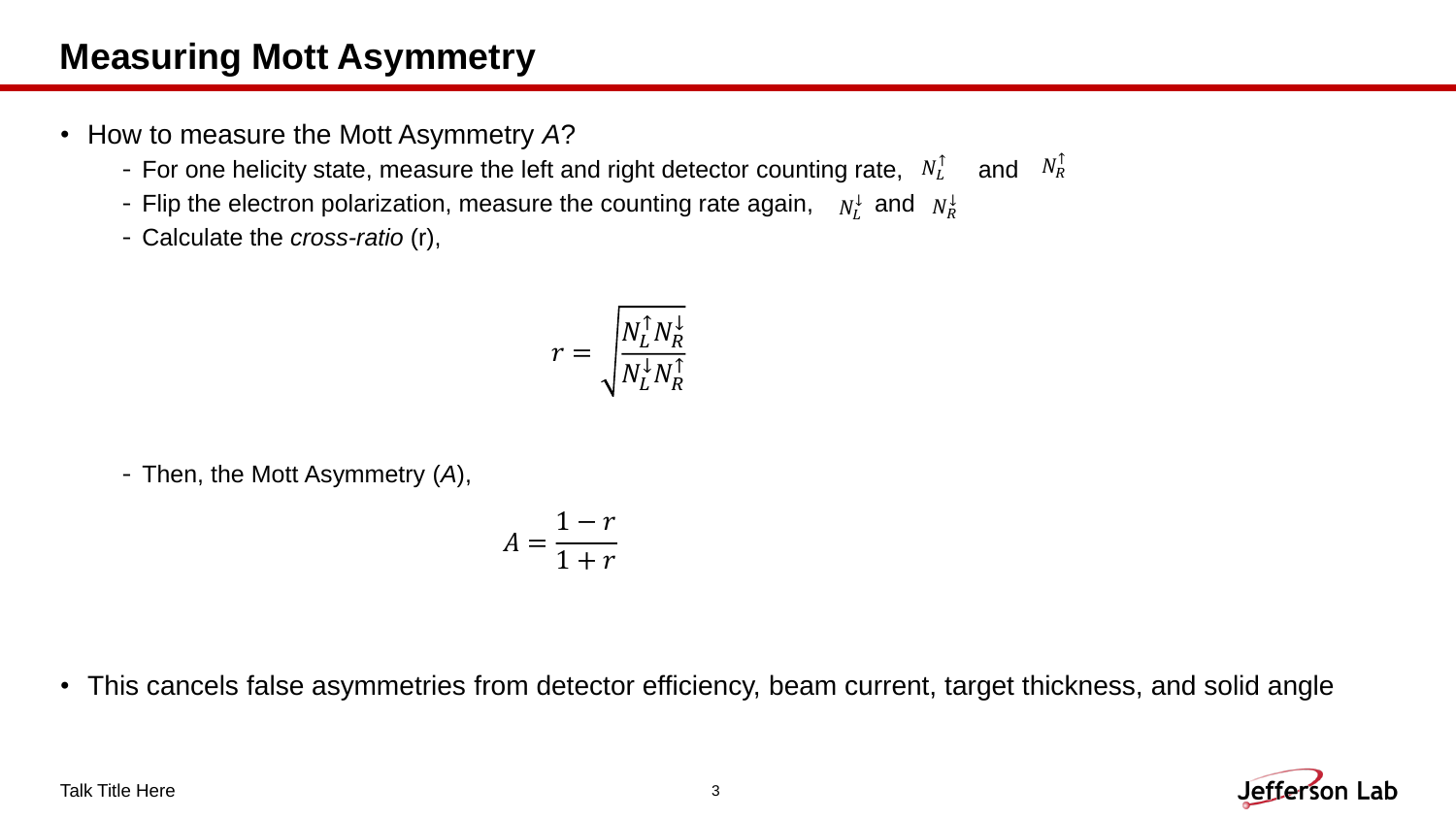# Measuring Mott Asymmetry

- How to measure the Mott Asymmetry *A*?
  - For one helicity state, measure the left and right detector counting rate, $N_L^{\uparrow}$ and $N_R^{\uparrow}$
  - Flip the electron polarization, measure the counting rate again, $N_L^{\downarrow}$ and $N_R^{\downarrow}$
  - Calculate the *cross-ratio* (r),

$$r = \sqrt{\frac{N_L^{\uparrow} N_R^{\downarrow}}{N_L^{\downarrow} N_R^{\uparrow}}}$$

  - Then, the Mott Asymmetry (*A*),

$$A = \frac{1 - r}{1 + r}$$

- This cancels false asymmetries from detector efficiency, beam current, target thickness, and solid angle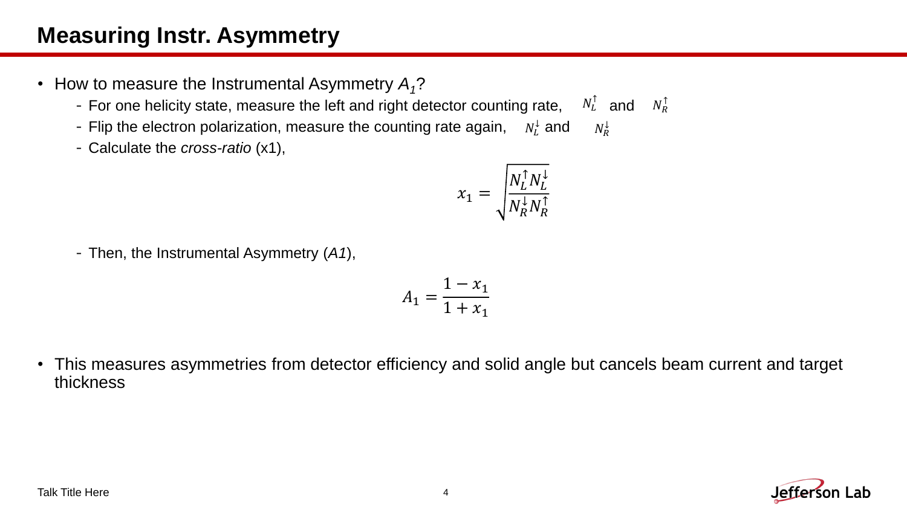# Measuring Instr. Asymmetry

- How to measure the Instrumental Asymmetry $A_1$?
  - For one helicity state, measure the left and right detector counting rate, $N_L^{\uparrow}$ and $N_R^{\uparrow}$
  - Flip the electron polarization, measure the counting rate again, $N_L^{\downarrow}$ and $N_R^{\downarrow}$
  - Calculate the *cross-ratio* (x1),

$$x_1 = \sqrt{\frac{N_L^{\uparrow} N_L^{\downarrow}}{N_R^{\downarrow} N_R^{\uparrow}}}$$

  - Then, the Instrumental Asymmetry (*A1*),

$$A_1 = \frac{1 - x_1}{1 + x_1}$$

- This measures asymmetries from detector efficiency and solid angle but cancels beam current and target thickness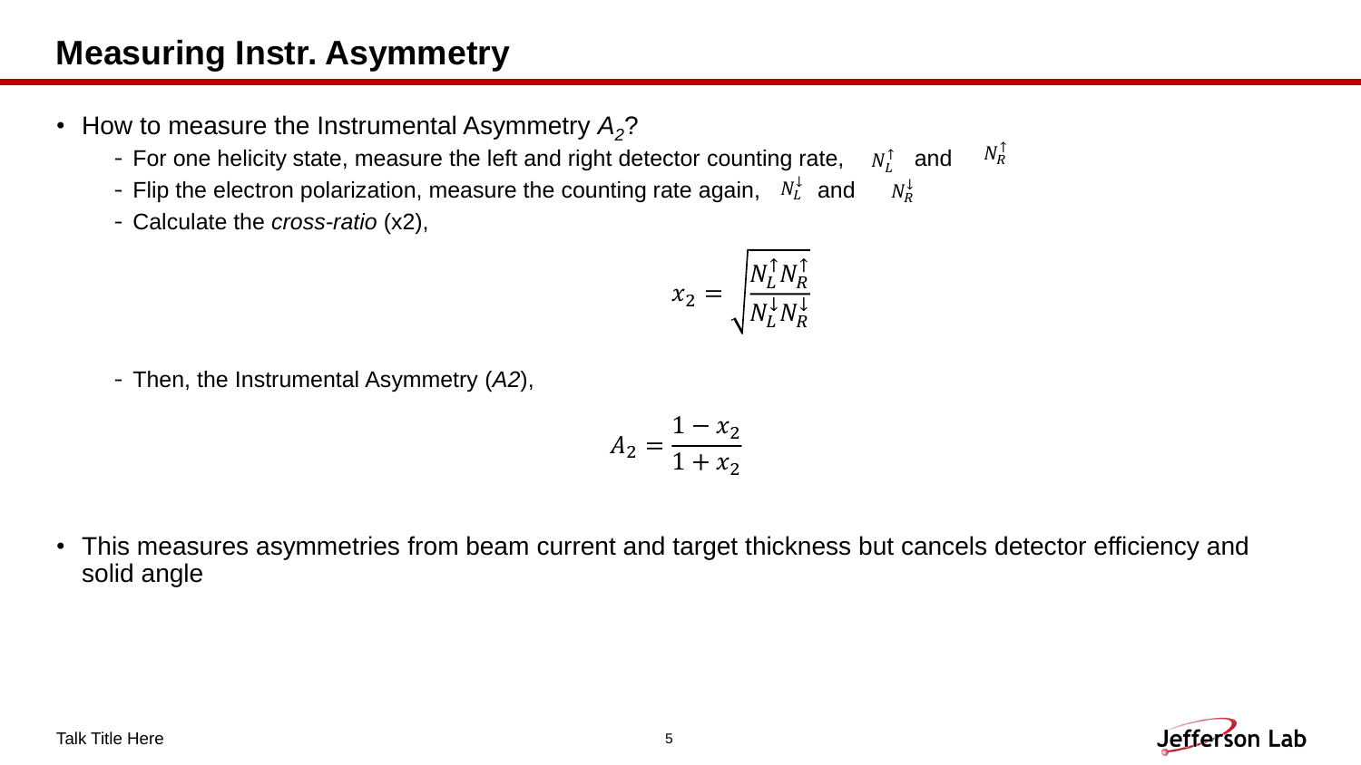# Measuring Instr. Asymmetry

- How to measure the Instrumental Asymmetry $A_2$?
  - For one helicity state, measure the left and right detector counting rate, $N_L^{\uparrow}$ and $N_R^{\uparrow}$
  - Flip the electron polarization, measure the counting rate again, $N_L^{\downarrow}$ and $N_R^{\downarrow}$
  - Calculate the *cross-ratio* (x2),

$$x_2 = \sqrt{\frac{N_L^{\uparrow} N_R^{\uparrow}}{N_L^{\downarrow} N_R^{\downarrow}}}$$

  - Then, the Instrumental Asymmetry (*A2*),

$$A_2 = \frac{1 - x_2}{1 + x_2}$$

- This measures asymmetries from beam current and target thickness but cancels detector efficiency and solid angle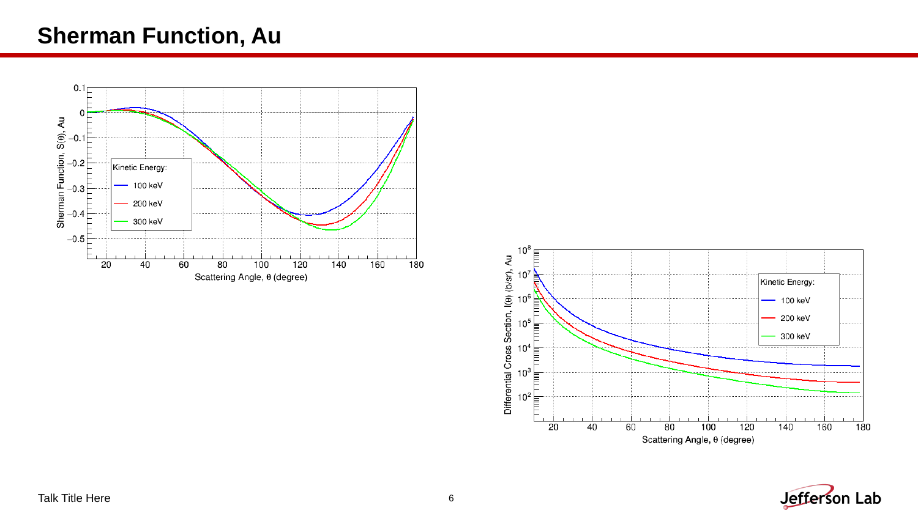# Sherman Function, Au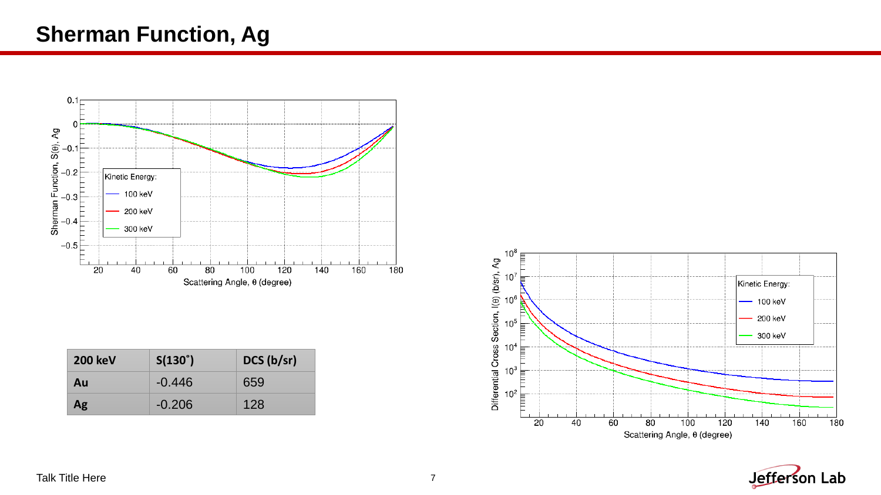# Sherman Function, Ag

| 200 keV | S(130˚) | DCS (b/sr) |
|---|---|---|
| Au | -0.446 | 659 |
| Ag | -0.206 | 128 |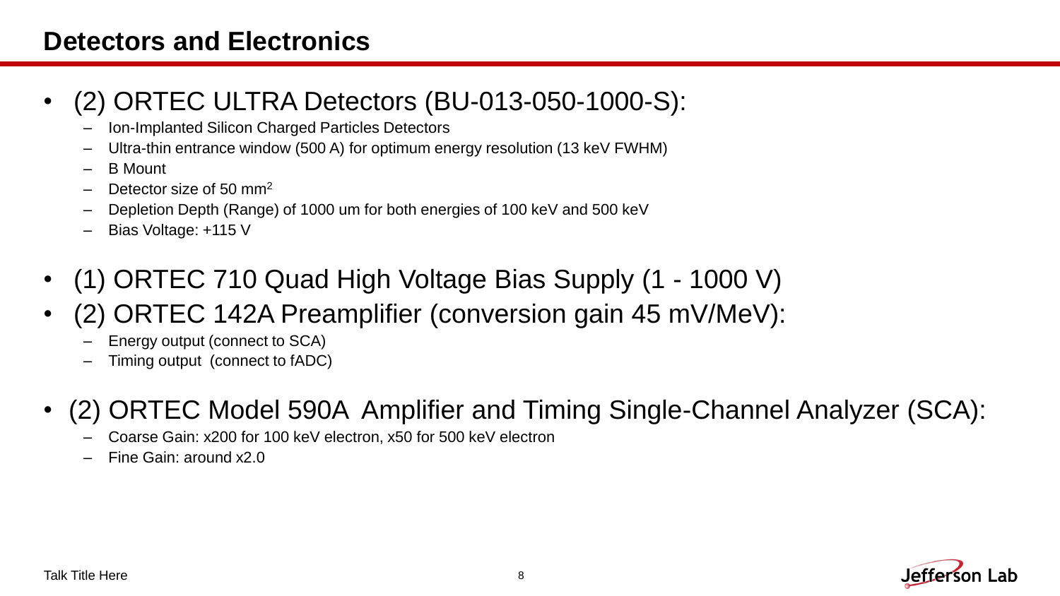# Detectors and Electronics

- (2) ORTEC ULTRA Detectors (BU-013-050-1000-S):
  - Ion-Implanted Silicon Charged Particles Detectors
  - Ultra-thin entrance window (500 A) for optimum energy resolution (13 keV FWHM)
  - B Mount
  - Detector size of 50 $mm^2$
  - Depletion Depth (Range) of 1000 um for both energies of 100 keV and 500 keV
  - Bias Voltage: +115 V
- (1) ORTEC 710 Quad High Voltage Bias Supply (1 - 1000 V)
- (2) ORTEC 142A Preamplifier (conversion gain 45 mV/MeV):
  - Energy output (connect to SCA)
  - Timing output (connect to fADC)
- (2) ORTEC Model 590A Amplifier and Timing Single-Channel Analyzer (SCA):
  - Coarse Gain: x200 for 100 keV electron, x50 for 500 keV electron
  - Fine Gain: around x2.0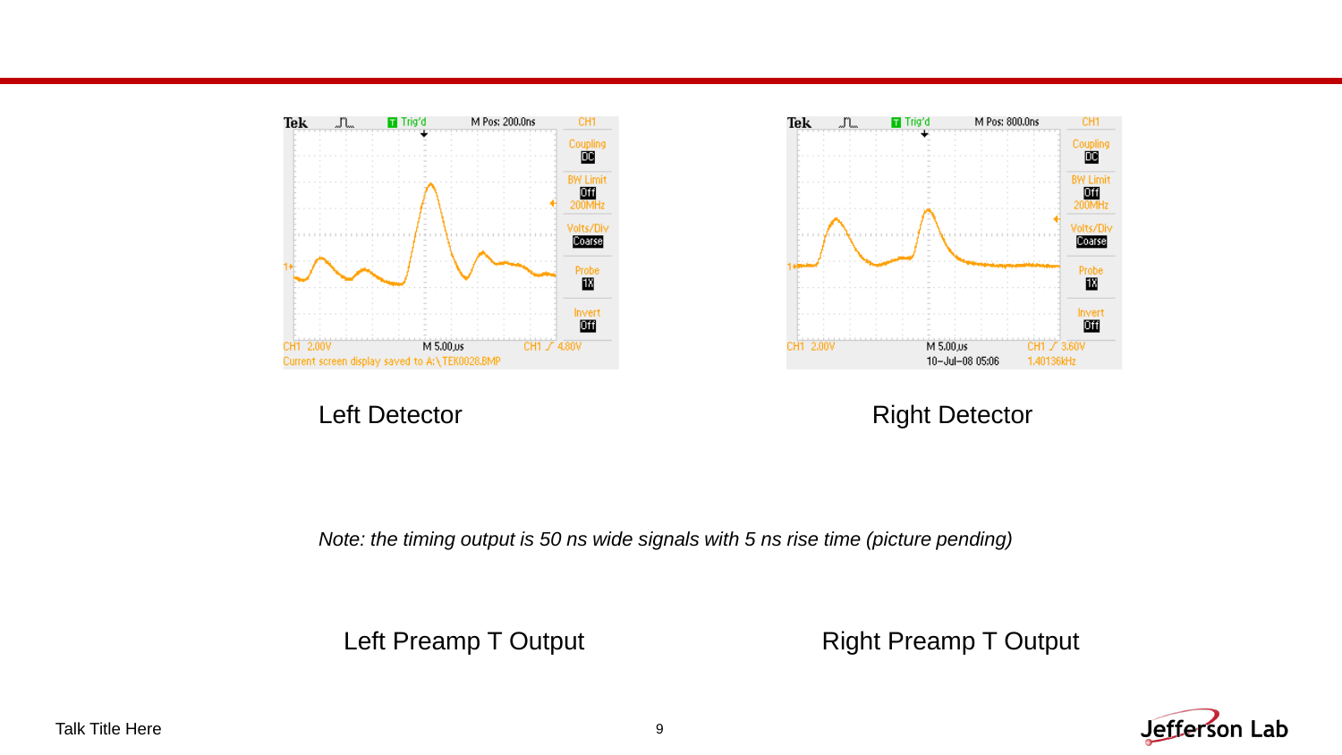Left Detector

Right Detector

*Note: the timing output is 50 ns wide signals with 5 ns rise time (picture pending)*

Left Preamp T Output

Right Preamp T Output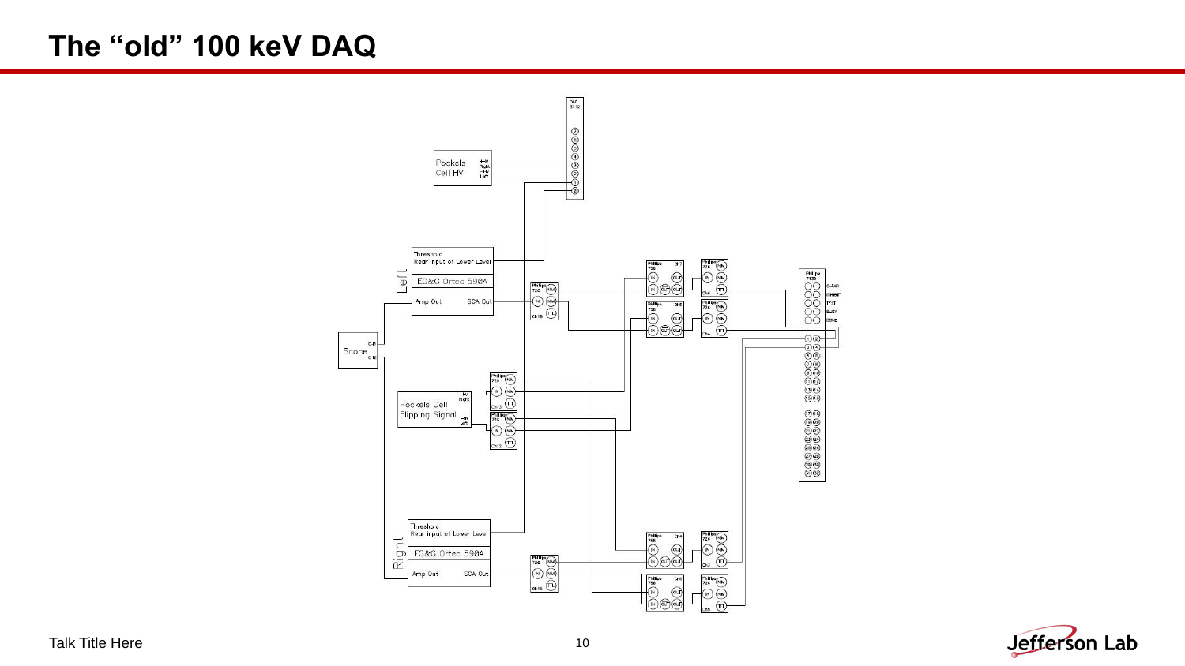# The "old" 100 keV DAQ

DAC
3112

Pockels Cell HV

+HV Right
-HV Left

Left

Threshold
Rear input of Lower Level

EG&G Ortec 590A

Amp Out    SCA Out

Scope
CH1
CH2

Pockels Cell Flipping Signal

+HV Right
-HV Left

Right

Threshold
Rear input of Lower Level

EG&G Ortec 590A

Amp Out    SCA Out

Philips 7132

CLEAR
INHIBIT
TEST
BUSY
DONE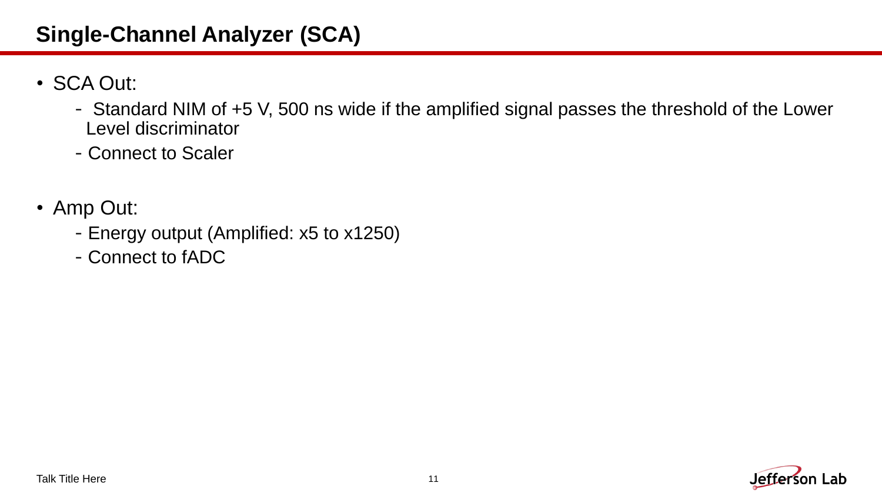# Single-Channel Analyzer (SCA)

- SCA Out:
  - Standard NIM of +5 V, 500 ns wide if the amplified signal passes the threshold of the Lower Level discriminator
  - Connect to Scaler
- Amp Out:
  - Energy output (Amplified: x5 to x1250)
  - Connect to fADC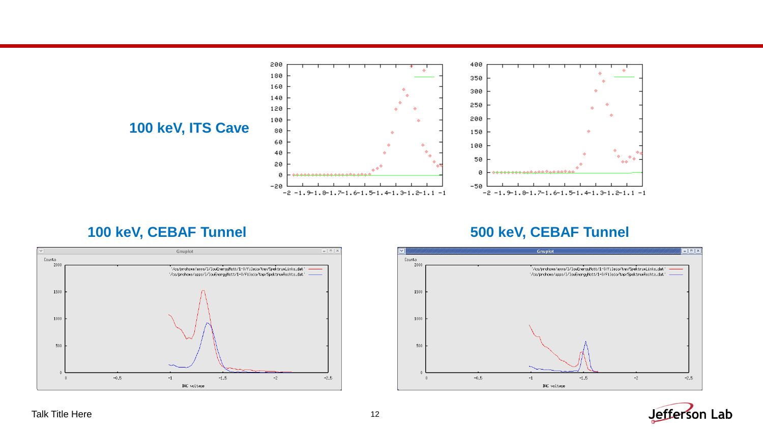**100 keV, ITS Cave**

**100 keV, CEBAF Tunnel**

**500 keV, CEBAF Tunnel**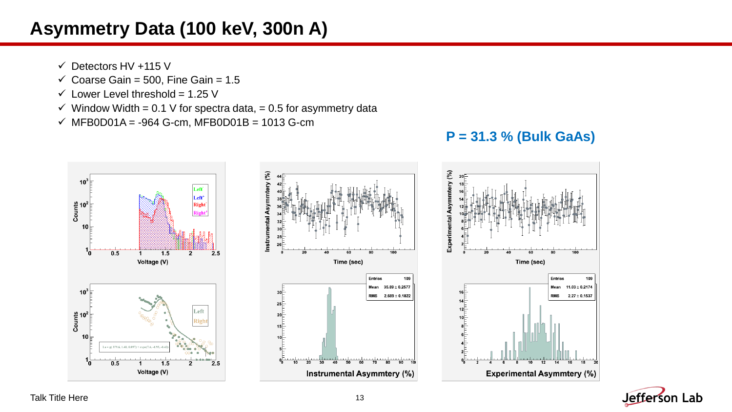# Asymmetry Data (100 keV, 300n A)

- ✓ Detectors HV +115 V
- ✓ Coarse Gain = 500, Fine Gain = 1.5
- ✓ Lower Level threshold = 1.25 V
- ✓ Window Width = 0.1 V for spectra data, = 0.5 for asymmetry data
- ✓ MFB0D01A = -964 G-cm, MFB0D01B = 1013 G-cm

**P = 31.3 % (Bulk GaAs)**

Talk Title Here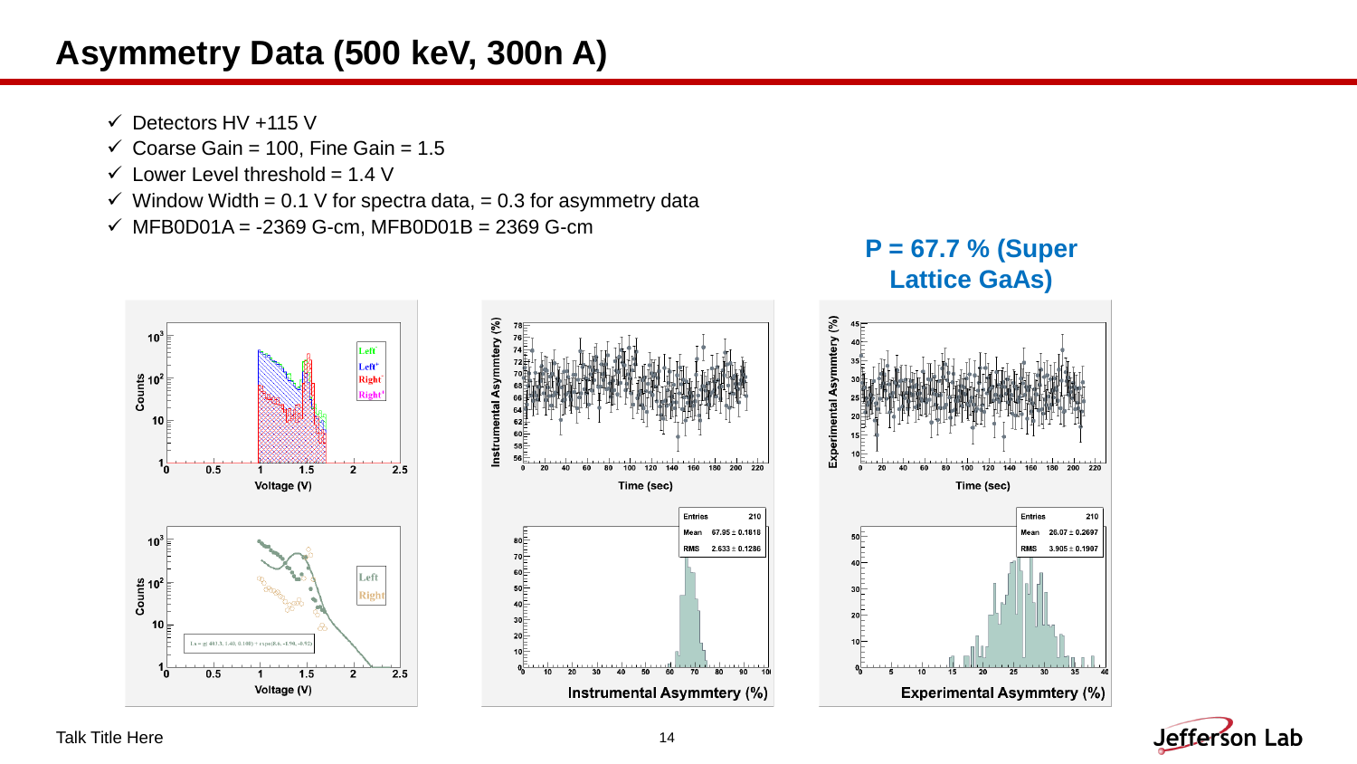# Asymmetry Data (500 keV, 300n A)

- ✓ Detectors HV +115 V
- ✓ Coarse Gain = 100, Fine Gain = 1.5
- ✓ Lower Level threshold = 1.4 V
- ✓ Window Width = 0.1 V for spectra data, = 0.3 for asymmetry data
- ✓ MFB0D01A = -2369 G-cm, MFB0D01B = 2369 G-cm

**P = 67.7 % (Super Lattice GaAs)**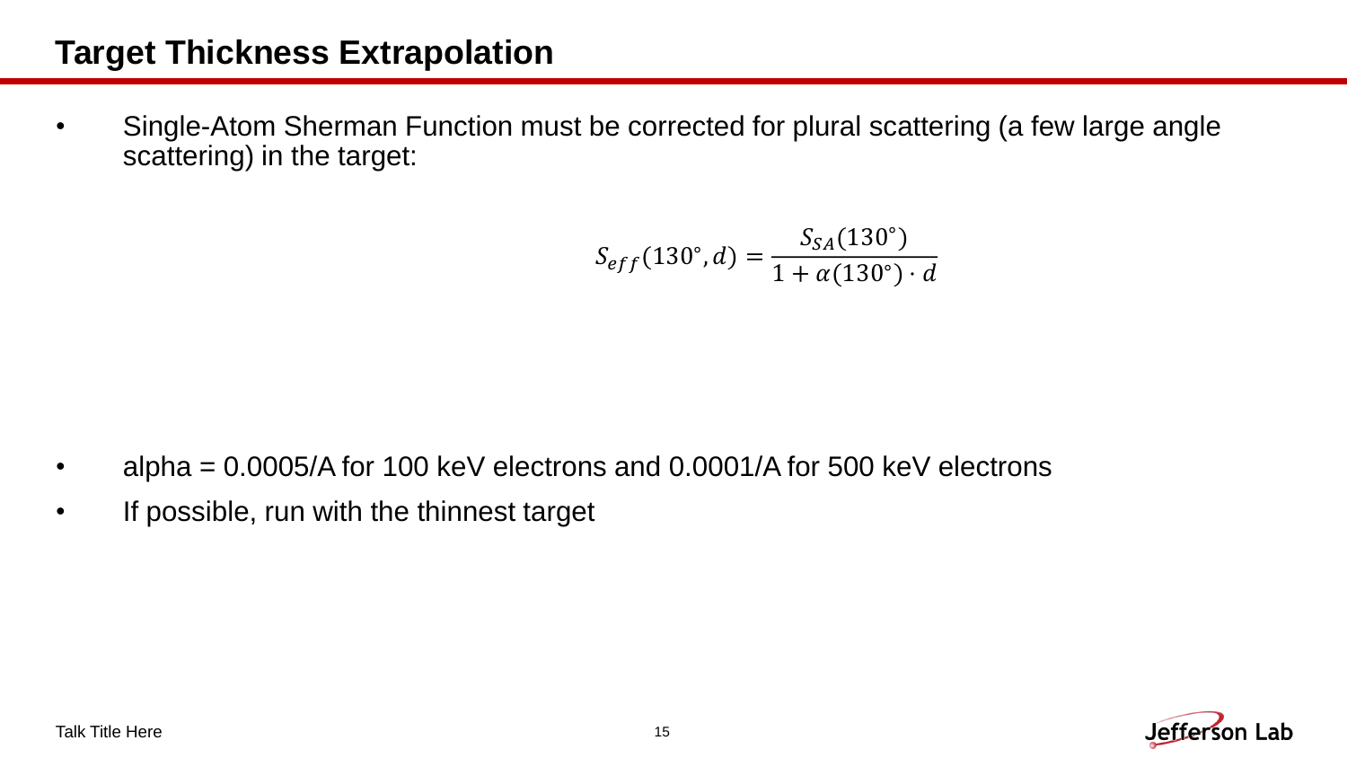# Target Thickness Extrapolation

- Single-Atom Sherman Function must be corrected for plural scattering (a few large angle scattering) in the target:

$$S_{eff}(130^{\circ}, d) = \frac{S_{SA}(130^{\circ})}{1 + \alpha(130^{\circ}) \cdot d}$$

- alpha = 0.0005/A for 100 keV electrons and 0.0001/A for 500 keV electrons
- If possible, run with the thinnest target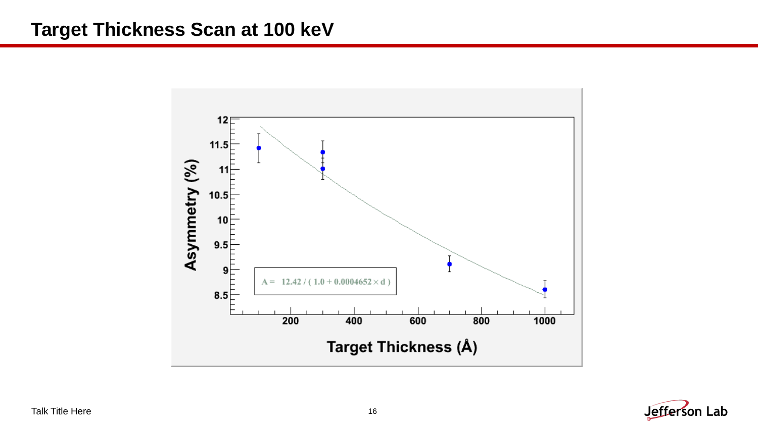# Target Thickness Scan at 100 keV

$$A = 12.42 / (1.0 + 0.0004652 \times d)$$

Asymmetry (%)

Target Thickness (Å)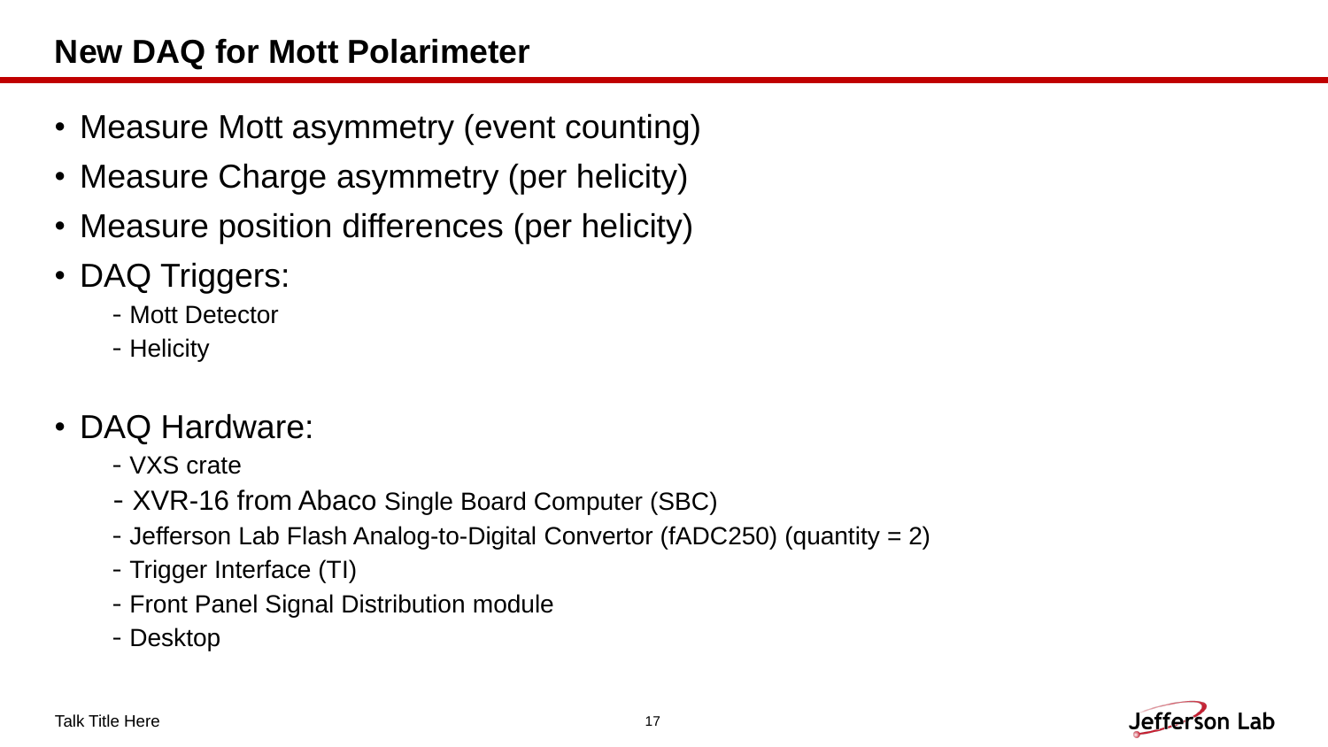# New DAQ for Mott Polarimeter

- Measure Mott asymmetry (event counting)
- Measure Charge asymmetry (per helicity)
- Measure position differences (per helicity)
- DAQ Triggers:
  - Mott Detector
  - Helicity
- DAQ Hardware:
  - VXS crate
  - XVR-16 from Abaco Single Board Computer (SBC)
  - Jefferson Lab Flash Analog-to-Digital Convertor (fADC250) (quantity = 2)
  - Trigger Interface (TI)
  - Front Panel Signal Distribution module
  - Desktop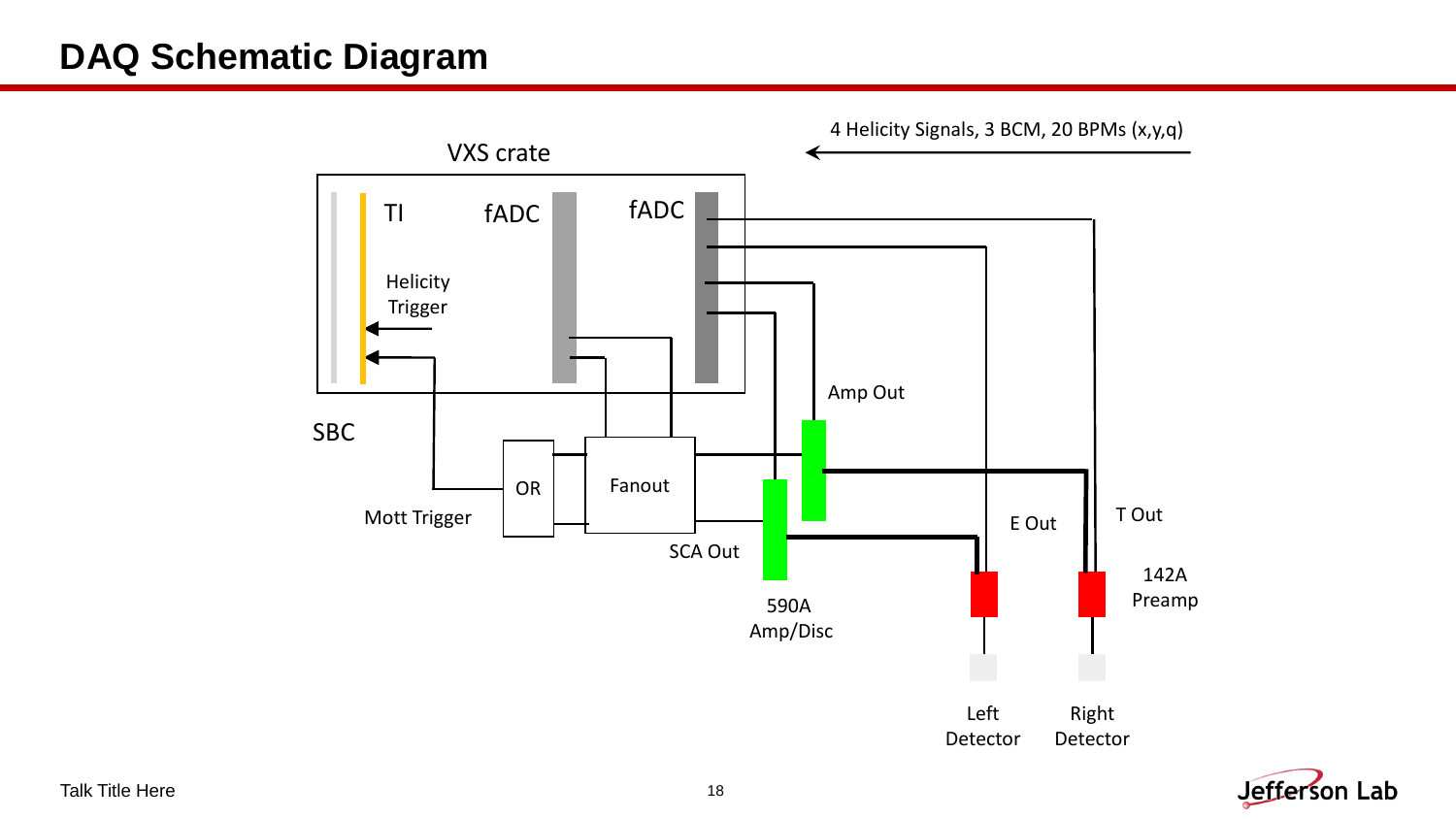# DAQ Schematic Diagram

4 Helicity Signals, 3 BCM, 20 BPMs (x,y,q)

VXS crate

TI

fADC

fADC

Helicity Trigger

SBC

OR

Fanout

Mott Trigger

Amp Out

SCA Out

590A Amp/Disc

E Out

T Out

142A Preamp

Left Detector

Right Detector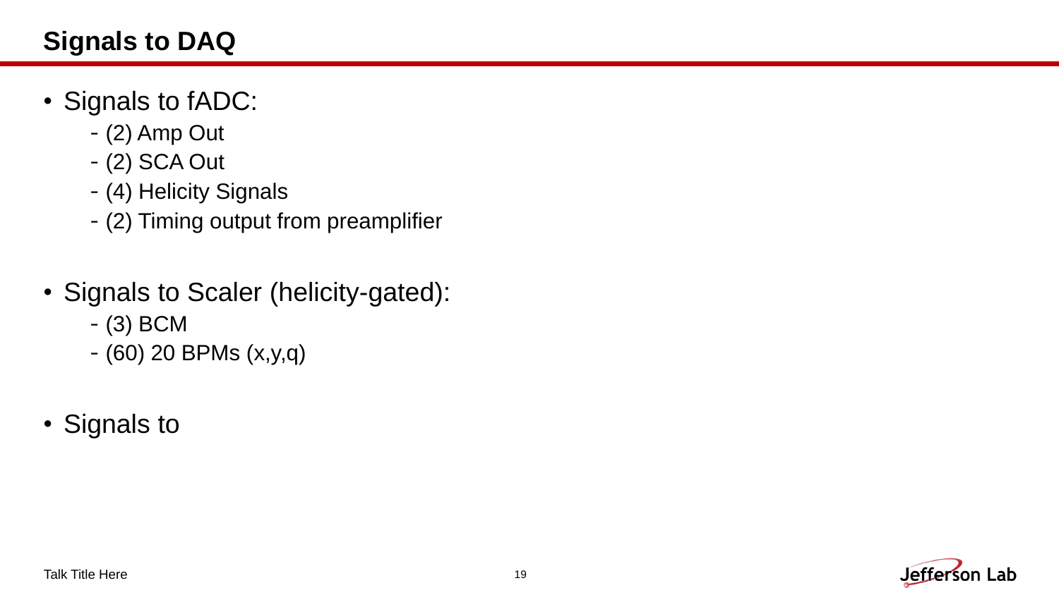# Signals to DAQ

- Signals to fADC:
  - (2) Amp Out
  - (2) SCA Out
  - (4) Helicity Signals
  - (2) Timing output from preamplifier

- Signals to Scaler (helicity-gated):
  - (3) BCM
  - (60) 20 BPMs (x,y,q)

- Signals to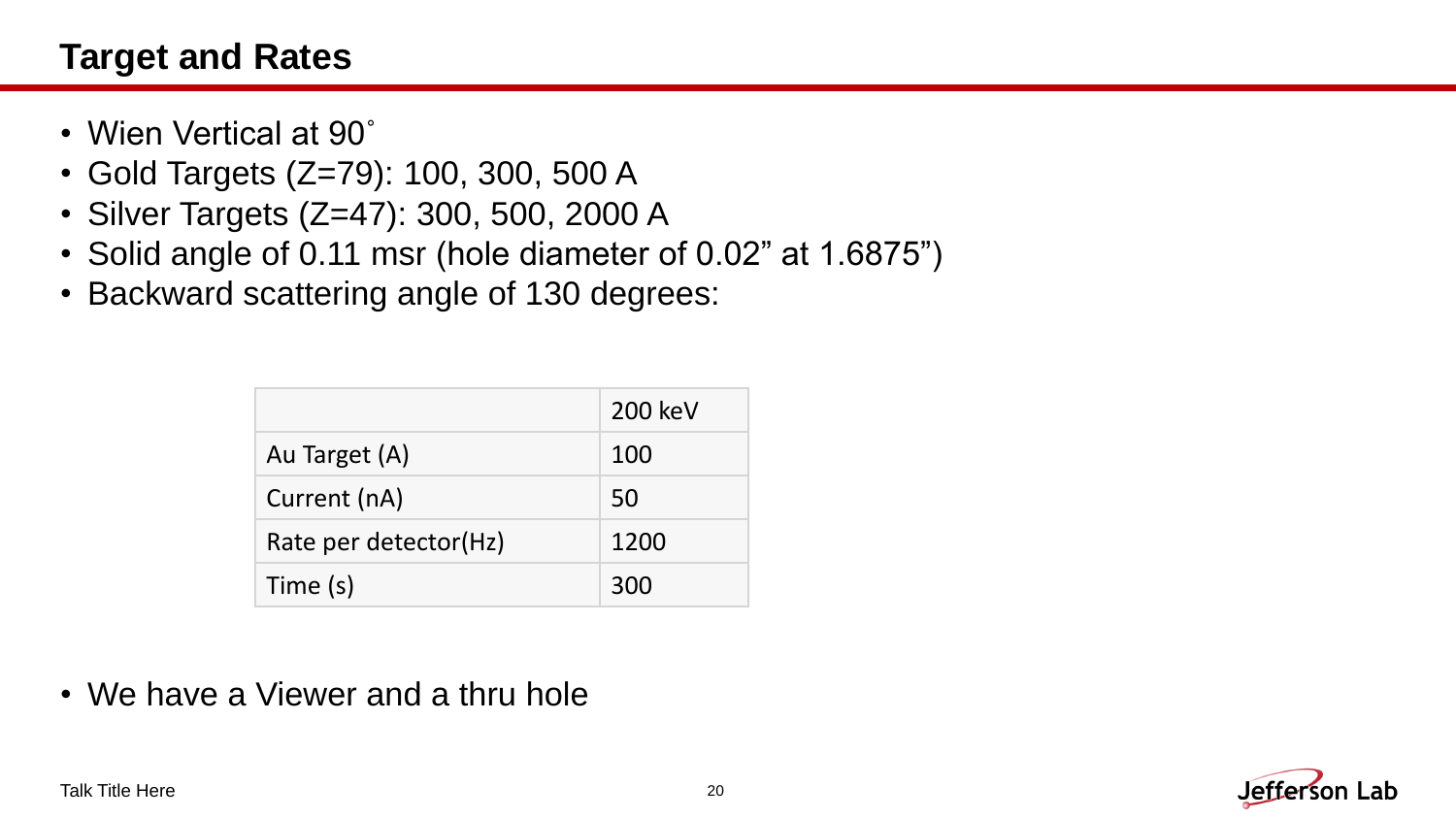# Target and Rates

- Wien Vertical at 90˚
- Gold Targets (Z=79): 100, 300, 500 A
- Silver Targets (Z=47): 300, 500, 2000 A
- Solid angle of 0.11 msr (hole diameter of 0.02” at 1.6875”)
- Backward scattering angle of 130 degrees:

| | 200 keV |
|---|---|
| Au Target (A) | 100 |
| Current (nA) | 50 |
| Rate per detector(Hz) | 1200 |
| Time (s) | 300 |

- We have a Viewer and a thru hole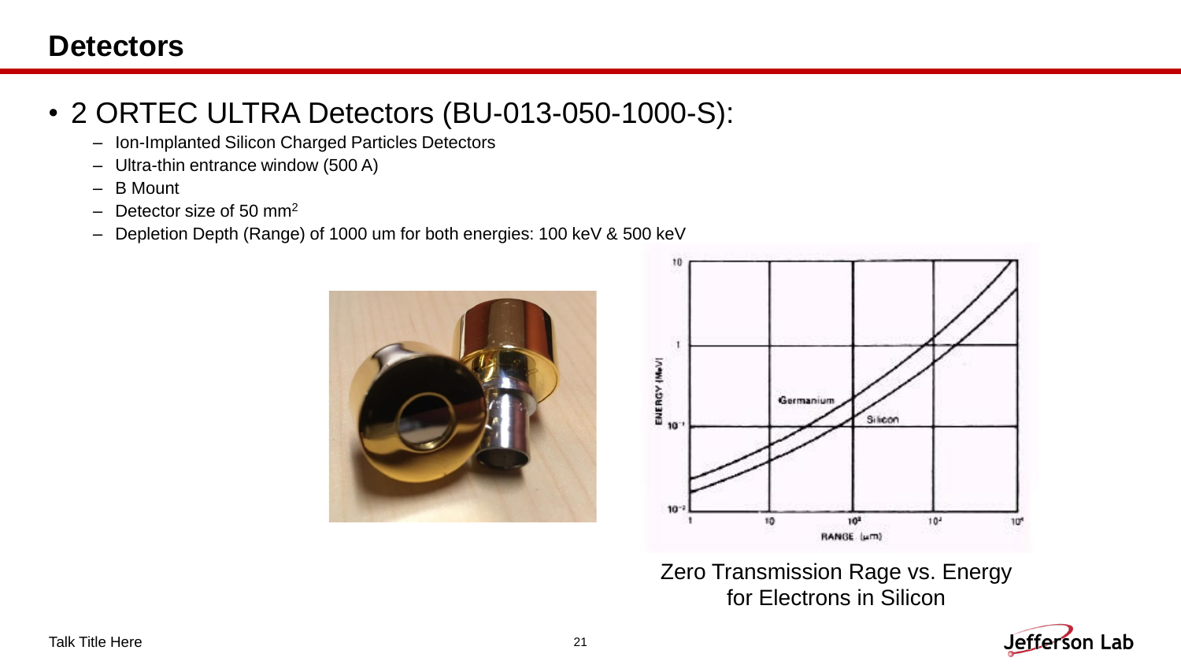# Detectors

- 2 ORTEC ULTRA Detectors (BU-013-050-1000-S):
  - Ion-Implanted Silicon Charged Particles Detectors
  - Ultra-thin entrance window (500 A)
  - B Mount
  - Detector size of 50 mm$^2$
  - Depletion Depth (Range) of 1000 um for both energies: 100 keV & 500 keV

Zero Transmission Rage vs. Energy for Electrons in Silicon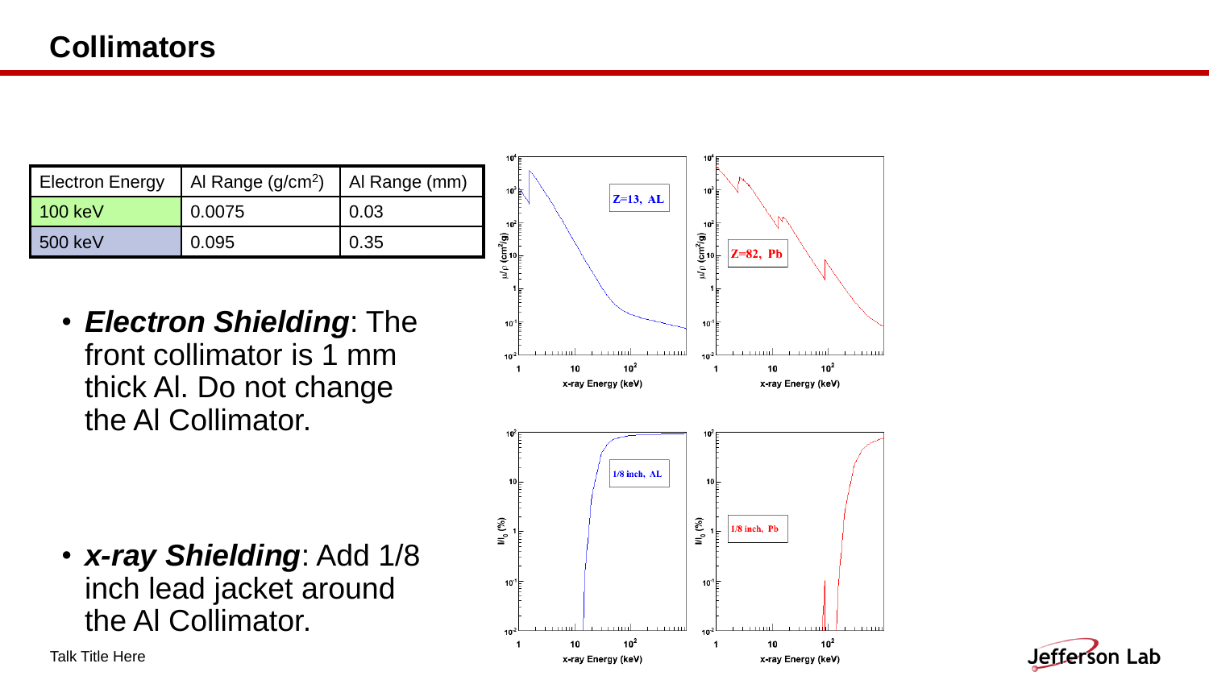# Collimators

| Electron Energy | Al Range (g/cm$^2$) | Al Range (mm) |
|---|---|---|
| 100 keV | 0.0075 | 0.03 |
| 500 keV | 0.095 | 0.35 |

- ***Electron Shielding***: The front collimator is 1 mm thick Al. Do not change the Al Collimator.

- ***x-ray Shielding***: Add 1/8 inch lead jacket around the Al Collimator.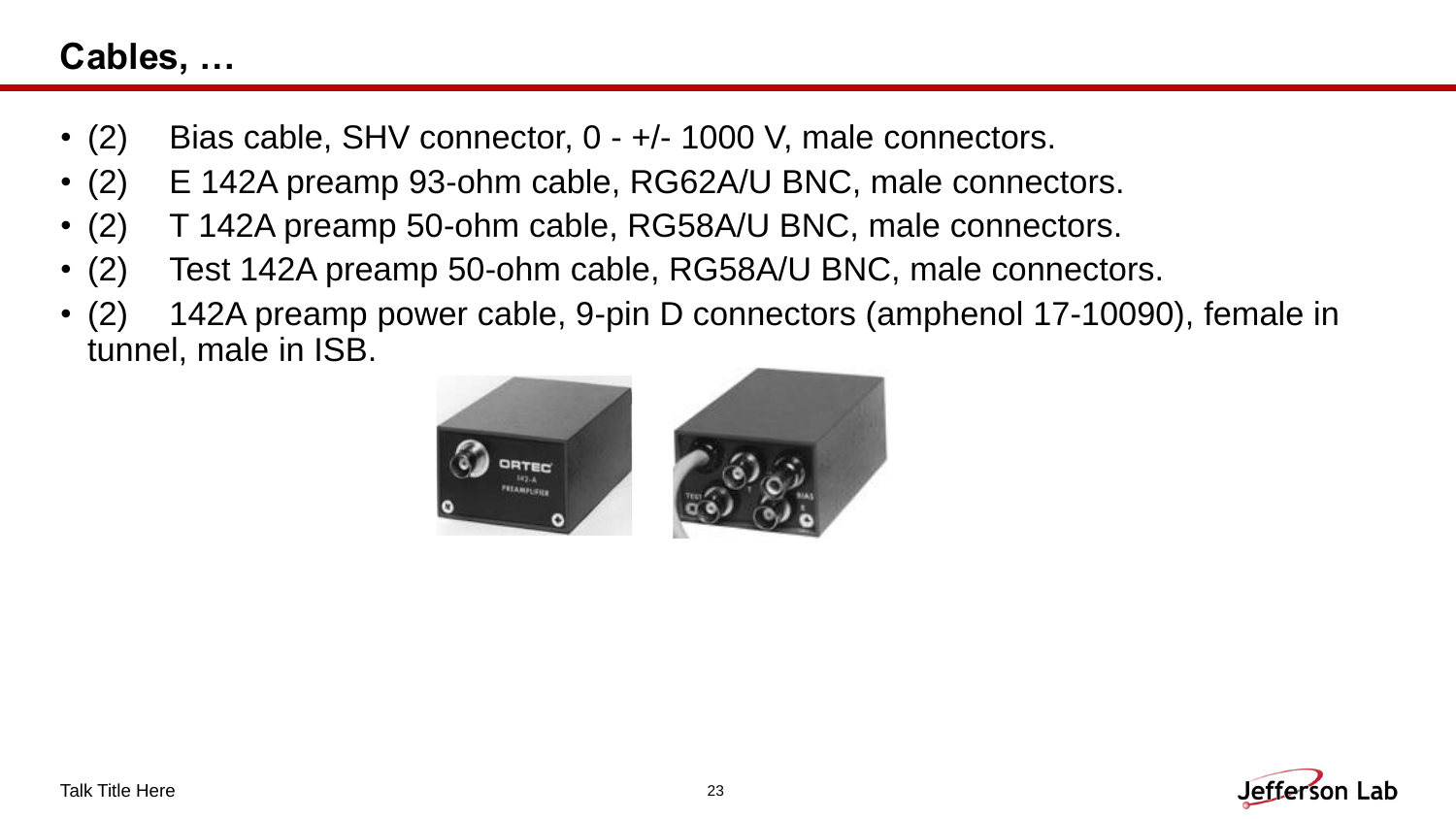# Cables, …

- (2) Bias cable, SHV connector, 0 - +/- 1000 V, male connectors.
- (2) E 142A preamp 93-ohm cable, RG62A/U BNC, male connectors.
- (2) T 142A preamp 50-ohm cable, RG58A/U BNC, male connectors.
- (2) Test 142A preamp 50-ohm cable, RG58A/U BNC, male connectors.
- (2) 142A preamp power cable, 9-pin D connectors (amphenol 17-10090), female in tunnel, male in ISB.